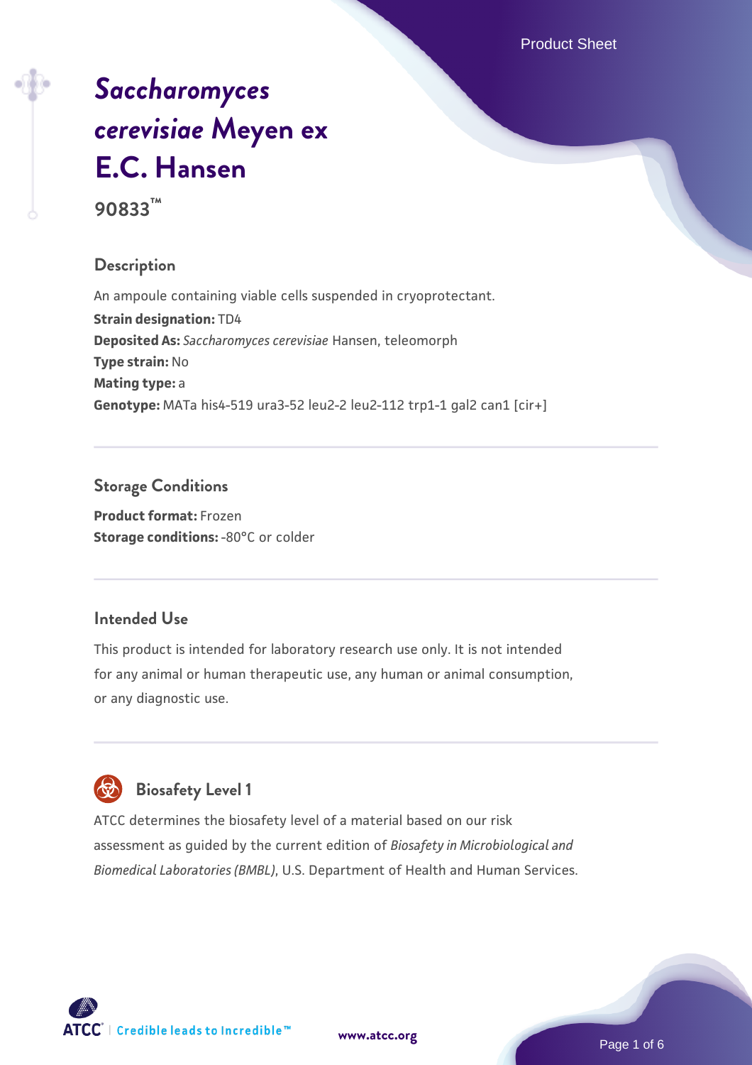# *Saccharomyces cerevisiae* Meyen ex E.C. Hansen

**90833™**

## Description

An ampoule containing viable cells suspended in cryoprotectant.

**Strain designation:** TD4

**Deposited As:** *Saccharomyces cerevisiae* Hansen, teleomorph

**Type strain:** No

**Mating type:** a

**Genotype:** MATa his4-519 ura3-52 leu2-2 leu2-112 trp1-1 gal2 can1 [cir+]

## Storage Conditions

**Product format:** Frozen

**Storage conditions:** -80°C or colder

## Intended Use

This product is intended for laboratory research use only. It is not intended for any animal or human therapeutic use, any human or animal consumption, or any diagnostic use.

## Biosafety Level 1

ATCC determines the biosafety level of a material based on our risk assessment as guided by the current edition of *Biosafety in Microbiological and Biomedical Laboratories (BMBL)*, U.S. Department of Health and Human Services.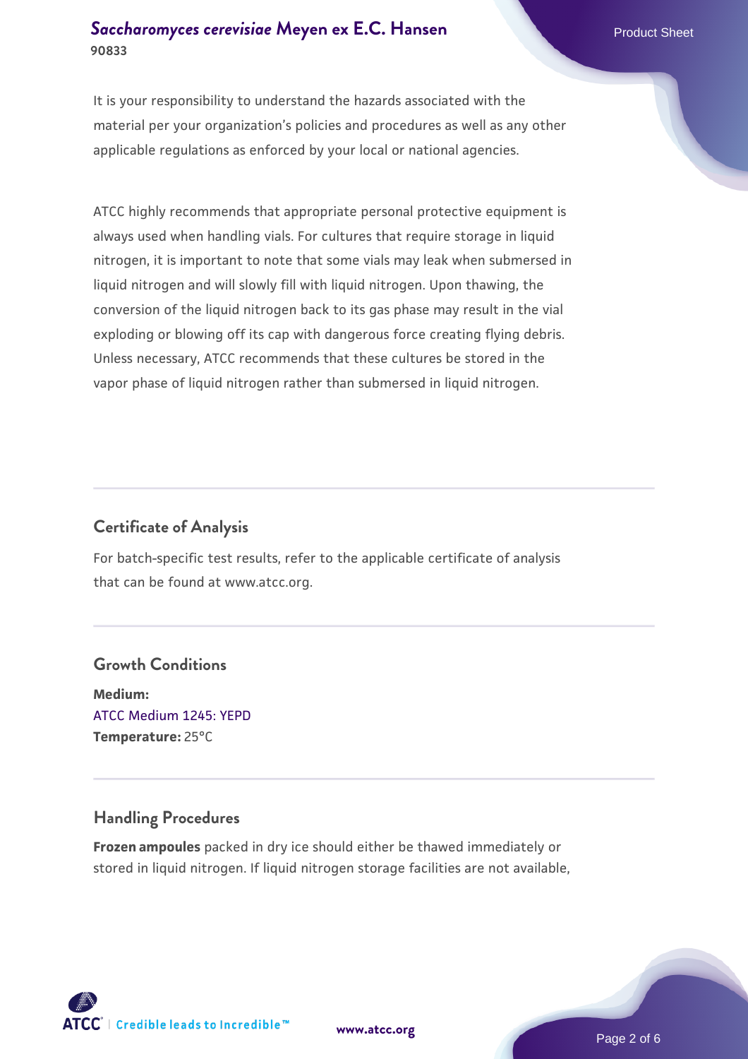It is your responsibility to understand the hazards associated with the material per your organization's policies and procedures as well as any other applicable regulations as enforced by your local or national agencies.

ATCC highly recommends that appropriate personal protective equipment is always used when handling vials. For cultures that require storage in liquid nitrogen, it is important to note that some vials may leak when submersed in liquid nitrogen and will slowly fill with liquid nitrogen. Upon thawing, the conversion of the liquid nitrogen back to its gas phase may result in the vial exploding or blowing off its cap with dangerous force creating flying debris. Unless necessary, ATCC recommends that these cultures be stored in the vapor phase of liquid nitrogen rather than submersed in liquid nitrogen.

## Certificate of Analysis

For batch-specific test results, refer to the applicable certificate of analysis that can be found at www.atcc.org.

## Growth Conditions

**Medium:**
ATCC Medium 1245: YEPD
**Temperature:** 25°C

## Handling Procedures

**Frozen ampoules** packed in dry ice should either be thawed immediately or stored in liquid nitrogen. If liquid nitrogen storage facilities are not available,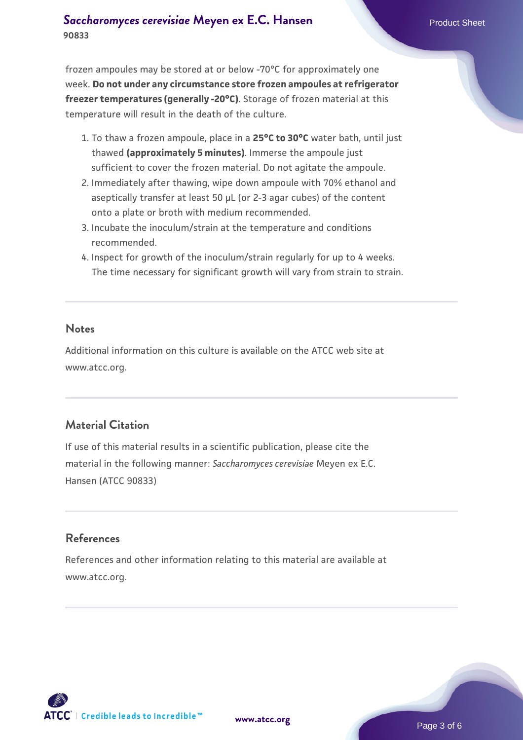frozen ampoules may be stored at or below -70°C for approximately one week. **Do not under any circumstance store frozen ampoules at refrigerator freezer temperatures (generally -20°C)**. Storage of frozen material at this temperature will result in the death of the culture.

1. To thaw a frozen ampoule, place in a **25°C to 30°C** water bath, until just thawed **(approximately 5 minutes)**. Immerse the ampoule just sufficient to cover the frozen material. Do not agitate the ampoule.
2. Immediately after thawing, wipe down ampoule with 70% ethanol and aseptically transfer at least 50 µL (or 2-3 agar cubes) of the content onto a plate or broth with medium recommended.
3. Incubate the inoculum/strain at the temperature and conditions recommended.
4. Inspect for growth of the inoculum/strain regularly for up to 4 weeks. The time necessary for significant growth will vary from strain to strain.

## Notes

Additional information on this culture is available on the ATCC web site at www.atcc.org.

## Material Citation

If use of this material results in a scientific publication, please cite the material in the following manner: *Saccharomyces cerevisiae* Meyen ex E.C. Hansen (ATCC 90833)

## References

References and other information relating to this material are available at www.atcc.org.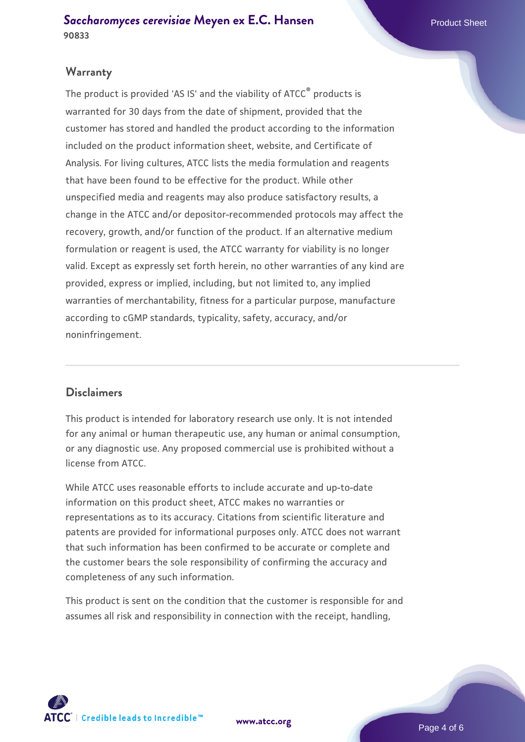## Warranty

The product is provided 'AS IS' and the viability of ATCC® products is warranted for 30 days from the date of shipment, provided that the customer has stored and handled the product according to the information included on the product information sheet, website, and Certificate of Analysis. For living cultures, ATCC lists the media formulation and reagents that have been found to be effective for the product. While other unspecified media and reagents may also produce satisfactory results, a change in the ATCC and/or depositor-recommended protocols may affect the recovery, growth, and/or function of the product. If an alternative medium formulation or reagent is used, the ATCC warranty for viability is no longer valid. Except as expressly set forth herein, no other warranties of any kind are provided, express or implied, including, but not limited to, any implied warranties of merchantability, fitness for a particular purpose, manufacture according to cGMP standards, typicality, safety, accuracy, and/or noninfringement.

## Disclaimers

This product is intended for laboratory research use only. It is not intended for any animal or human therapeutic use, any human or animal consumption, or any diagnostic use. Any proposed commercial use is prohibited without a license from ATCC.

While ATCC uses reasonable efforts to include accurate and up-to-date information on this product sheet, ATCC makes no warranties or representations as to its accuracy. Citations from scientific literature and patents are provided for informational purposes only. ATCC does not warrant that such information has been confirmed to be accurate or complete and the customer bears the sole responsibility of confirming the accuracy and completeness of any such information.

This product is sent on the condition that the customer is responsible for and assumes all risk and responsibility in connection with the receipt, handling,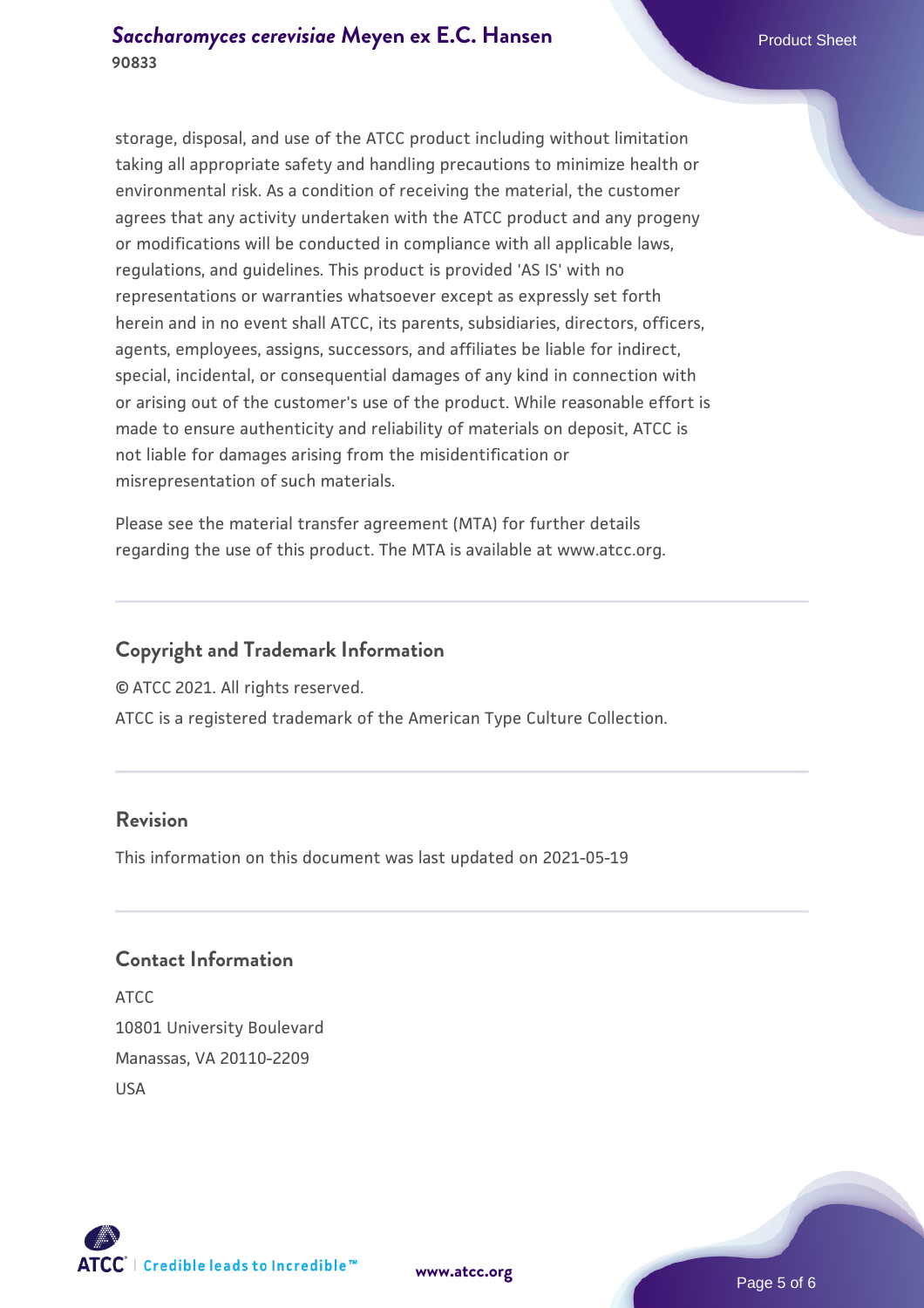storage, disposal, and use of the ATCC product including without limitation taking all appropriate safety and handling precautions to minimize health or environmental risk. As a condition of receiving the material, the customer agrees that any activity undertaken with the ATCC product and any progeny or modifications will be conducted in compliance with all applicable laws, regulations, and guidelines. This product is provided 'AS IS' with no representations or warranties whatsoever except as expressly set forth herein and in no event shall ATCC, its parents, subsidiaries, directors, officers, agents, employees, assigns, successors, and affiliates be liable for indirect, special, incidental, or consequential damages of any kind in connection with or arising out of the customer's use of the product. While reasonable effort is made to ensure authenticity and reliability of materials on deposit, ATCC is not liable for damages arising from the misidentification or misrepresentation of such materials.

Please see the material transfer agreement (MTA) for further details regarding the use of this product. The MTA is available at www.atcc.org.

## Copyright and Trademark Information

© ATCC 2021. All rights reserved.

ATCC is a registered trademark of the American Type Culture Collection.

## Revision

This information on this document was last updated on 2021-05-19

## Contact Information

ATCC
10801 University Boulevard
Manassas, VA 20110-2209
USA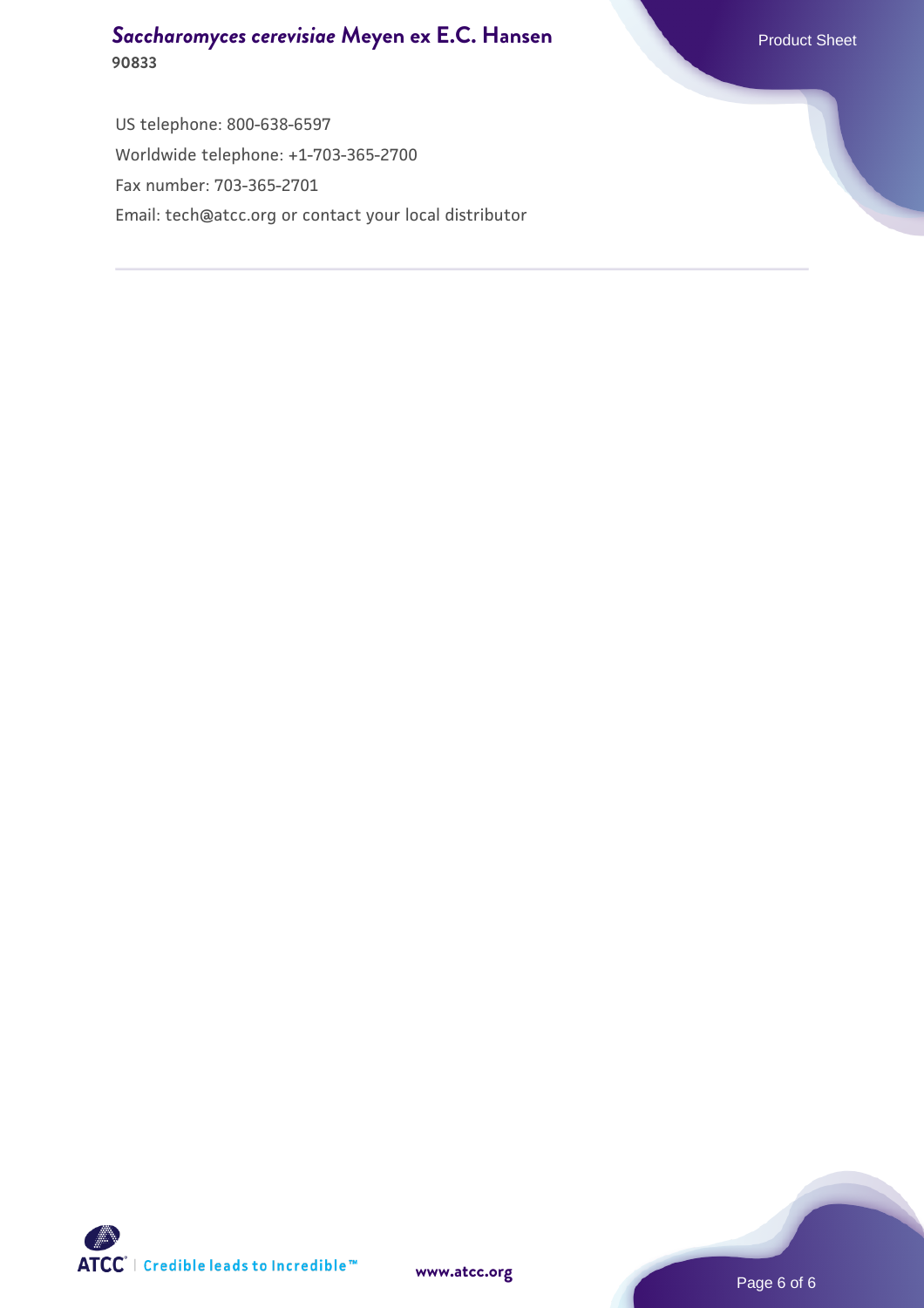US telephone: 800-638-6597

Worldwide telephone: +1-703-365-2700

Fax number: 703-365-2701

Email: tech@atcc.org or contact your local distributor